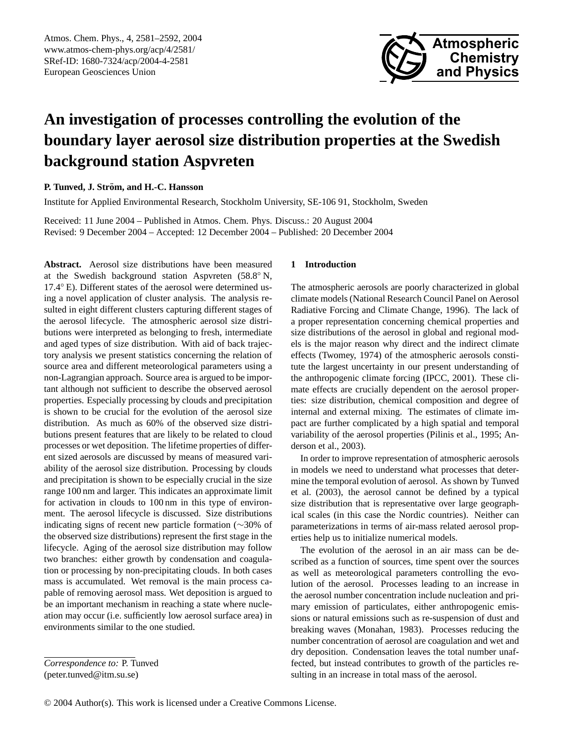# An investigation of processes controlling the evolution of the boundary layer aerosol size distribution properties at the Swedish background station Aspvreten

**P. Tunved, J. Ström, and H.-C. Hansson**

Institute for Applied Environmental Research, Stockholm University, SE-106 91, Stockholm, Sweden

Received: 11 June 2004 – Published in Atmos. Chem. Phys. Discuss.: 20 August 2004
Revised: 9 December 2004 – Accepted: 12 December 2004 – Published: 20 December 2004

**Abstract.** Aerosol size distributions have been measured at the Swedish background station Aspvreten (58.8° N, 17.4° E). Different states of the aerosol were determined using a novel application of cluster analysis. The analysis resulted in eight different clusters capturing different stages of the aerosol lifecycle. The atmospheric aerosol size distributions were interpreted as belonging to fresh, intermediate and aged types of size distribution. With aid of back trajectory analysis we present statistics concerning the relation of source area and different meteorological parameters using a non-Lagrangian approach. Source area is argued to be important although not sufficient to describe the observed aerosol properties. Especially processing by clouds and precipitation is shown to be crucial for the evolution of the aerosol size distribution. As much as 60% of the observed size distributions present features that are likely to be related to cloud processes or wet deposition. The lifetime properties of different sized aerosols are discussed by means of measured variability of the aerosol size distribution. Processing by clouds and precipitation is shown to be especially crucial in the size range 100 nm and larger. This indicates an approximate limit for activation in clouds to 100 nm in this type of environment. The aerosol lifecycle is discussed. Size distributions indicating signs of recent new particle formation (∼30% of the observed size distributions) represent the first stage in the lifecycle. Aging of the aerosol size distribution may follow two branches: either growth by condensation and coagulation or processing by non-precipitating clouds. In both cases mass is accumulated. Wet removal is the main process capable of removing aerosol mass. Wet deposition is argued to be an important mechanism in reaching a state where nucleation may occur (i.e. sufficiently low aerosol surface area) in environments similar to the one studied.

*Correspondence to:* P. Tunved
(peter.tunved@itm.su.se)

## 1 Introduction

The atmospheric aerosols are poorly characterized in global climate models (National Research Council Panel on Aerosol Radiative Forcing and Climate Change, 1996). The lack of a proper representation concerning chemical properties and size distributions of the aerosol in global and regional models is the major reason why direct and the indirect climate effects (Twomey, 1974) of the atmospheric aerosols constitute the largest uncertainty in our present understanding of the anthropogenic climate forcing (IPCC, 2001). These climate effects are crucially dependent on the aerosol properties: size distribution, chemical composition and degree of internal and external mixing. The estimates of climate impact are further complicated by a high spatial and temporal variability of the aerosol properties (Pilinis et al., 1995; Anderson et al., 2003).

In order to improve representation of atmospheric aerosols in models we need to understand what processes that determine the temporal evolution of aerosol. As shown by Tunved et al. (2003), the aerosol cannot be defined by a typical size distribution that is representative over large geographical scales (in this case the Nordic countries). Neither can parameterizations in terms of air-mass related aerosol properties help us to initialize numerical models.

The evolution of the aerosol in an air mass can be described as a function of sources, time spent over the sources as well as meteorological parameters controlling the evolution of the aerosol. Processes leading to an increase in the aerosol number concentration include nucleation and primary emission of particulates, either anthropogenic emissions or natural emissions such as re-suspension of dust and breaking waves (Monahan, 1983). Processes reducing the number concentration of aerosol are coagulation and wet and dry deposition. Condensation leaves the total number unaffected, but instead contributes to growth of the particles resulting in an increase in total mass of the aerosol.

© 2004 Author(s). This work is licensed under a Creative Commons License.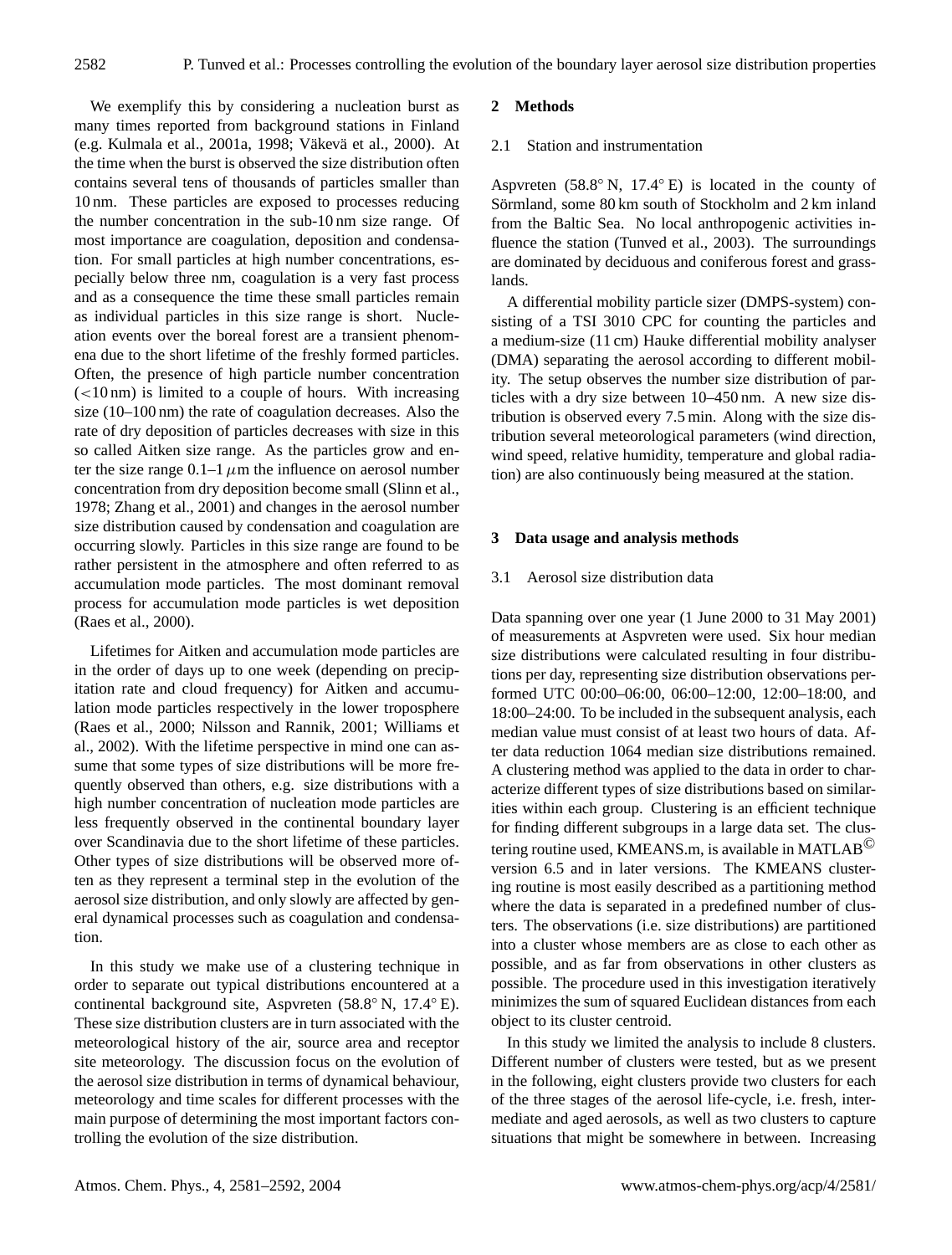We exemplify this by considering a nucleation burst as many times reported from background stations in Finland (e.g. Kulmala et al., 2001a, 1998; Väkevä et al., 2000). At the time when the burst is observed the size distribution often contains several tens of thousands of particles smaller than 10 nm. These particles are exposed to processes reducing the number concentration in the sub-10 nm size range. Of most importance are coagulation, deposition and condensation. For small particles at high number concentrations, especially below three nm, coagulation is a very fast process and as a consequence the time these small particles remain as individual particles in this size range is short. Nucleation events over the boreal forest are a transient phenomena due to the short lifetime of the freshly formed particles. Often, the presence of high particle number concentration (<10 nm) is limited to a couple of hours. With increasing size (10–100 nm) the rate of coagulation decreases. Also the rate of dry deposition of particles decreases with size in this so called Aitken size range. As the particles grow and enter the size range 0.1–1 $\mu$m the influence on aerosol number concentration from dry deposition become small (Slinn et al., 1978; Zhang et al., 2001) and changes in the aerosol number size distribution caused by condensation and coagulation are occurring slowly. Particles in this size range are found to be rather persistent in the atmosphere and often referred to as accumulation mode particles. The most dominant removal process for accumulation mode particles is wet deposition (Raes et al., 2000).

Lifetimes for Aitken and accumulation mode particles are in the order of days up to one week (depending on precipitation rate and cloud frequency) for Aitken and accumulation mode particles respectively in the lower troposphere (Raes et al., 2000; Nilsson and Rannik, 2001; Williams et al., 2002). With the lifetime perspective in mind one can assume that some types of size distributions will be more frequently observed than others, e.g. size distributions with a high number concentration of nucleation mode particles are less frequently observed in the continental boundary layer over Scandinavia due to the short lifetime of these particles. Other types of size distributions will be observed more often as they represent a terminal step in the evolution of the aerosol size distribution, and only slowly are affected by general dynamical processes such as coagulation and condensation.

In this study we make use of a clustering technique in order to separate out typical distributions encountered at a continental background site, Aspvreten (58.8° N, 17.4° E). These size distribution clusters are in turn associated with the meteorological history of the air, source area and receptor site meteorology. The discussion focus on the evolution of the aerosol size distribution in terms of dynamical behaviour, meteorology and time scales for different processes with the main purpose of determining the most important factors controlling the evolution of the size distribution.

## 2 Methods

### 2.1 Station and instrumentation

Aspvreten (58.8° N, 17.4° E) is located in the county of Sörmland, some 80 km south of Stockholm and 2 km inland from the Baltic Sea. No local anthropogenic activities influence the station (Tunved et al., 2003). The surroundings are dominated by deciduous and coniferous forest and grasslands.

A differential mobility particle sizer (DMPS-system) consisting of a TSI 3010 CPC for counting the particles and a medium-size (11 cm) Hauke differential mobility analyser (DMA) separating the aerosol according to different mobility. The setup observes the number size distribution of particles with a dry size between 10–450 nm. A new size distribution is observed every 7.5 min. Along with the size distribution several meteorological parameters (wind direction, wind speed, relative humidity, temperature and global radiation) are also continuously being measured at the station.

## 3 Data usage and analysis methods

### 3.1 Aerosol size distribution data

Data spanning over one year (1 June 2000 to 31 May 2001) of measurements at Aspvreten were used. Six hour median size distributions were calculated resulting in four distributions per day, representing size distribution observations performed UTC 00:00–06:00, 06:00–12:00, 12:00–18:00, and 18:00–24:00. To be included in the subsequent analysis, each median value must consist of at least two hours of data. After data reduction 1064 median size distributions remained. A clustering method was applied to the data in order to characterize different types of size distributions based on similarities within each group. Clustering is an efficient technique for finding different subgroups in a large data set. The clustering routine used, KMEANS.m, is available in MATLAB© version 6.5 and in later versions. The KMEANS clustering routine is most easily described as a partitioning method where the data is separated in a predefined number of clusters. The observations (i.e. size distributions) are partitioned into a cluster whose members are as close to each other as possible, and as far from observations in other clusters as possible. The procedure used in this investigation iteratively minimizes the sum of squared Euclidean distances from each object to its cluster centroid.

In this study we limited the analysis to include 8 clusters. Different number of clusters were tested, but as we present in the following, eight clusters provide two clusters for each of the three stages of the aerosol life-cycle, i.e. fresh, intermediate and aged aerosols, as well as two clusters to capture situations that might be somewhere in between. Increasing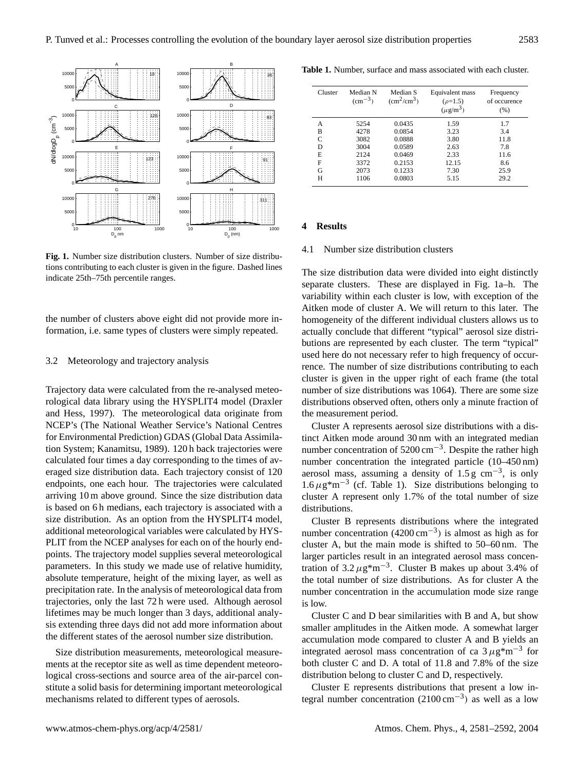A

18

B

36

C

125

D

83

E

123

F

91

G

278

H

311

dN/dlogD$_p$ (cm$^{-3}$)

0
5000
10000

10
100
1000

D$_p$ nm

D$_p$ (nm)

**Fig. 1.** Number size distribution clusters. Number of size distributions contributing to each cluster is given in the figure. Dashed lines indicate 25th–75th percentile ranges.

the number of clusters above eight did not provide more information, i.e. same types of clusters were simply repeated.

### 3.2 Meteorology and trajectory analysis

Trajectory data were calculated from the re-analysed meteorological data library using the HYSPLIT4 model (Draxler and Hess, 1997). The meteorological data originate from NCEP's (The National Weather Service's National Centres for Environmental Prediction) GDAS (Global Data Assimilation System; Kanamitsu, 1989). 120 h back trajectories were calculated four times a day corresponding to the times of averaged size distribution data. Each trajectory consist of 120 endpoints, one each hour. The trajectories were calculated arriving 10 m above ground. Since the size distribution data is based on 6 h medians, each trajectory is associated with a size distribution. As an option from the HYSPLIT4 model, additional meteorological variables were calculated by HYSPLIT from the NCEP analyses for each on of the hourly endpoints. The trajectory model supplies several meteorological parameters. In this study we made use of relative humidity, absolute temperature, height of the mixing layer, as well as precipitation rate. In the analysis of meteorological data from trajectories, only the last 72 h were used. Although aerosol lifetimes may be much longer than 3 days, additional analysis extending three days did not add more information about the different states of the aerosol number size distribution.

Size distribution measurements, meteorological measurements at the receptor site as well as time dependent meteorological cross-sections and source area of the air-parcel constitute a solid basis for determining important meteorological mechanisms related to different types of aerosols.

**Table 1.** Number, surface and mass associated with each cluster.

| Cluster | Median N (cm$^{-3}$) | Median S (cm$^2$/cm$^3$) | Equivalent mass ($\rho$=1.5) ($\mu$g/m$^3$) | Frequency of occurence (%) |
|---|---|---|---|---|
| A | 5254 | 0.0435 | 1.59 | 1.7 |
| B | 4278 | 0.0854 | 3.23 | 3.4 |
| C | 3082 | 0.0888 | 3.80 | 11.8 |
| D | 3004 | 0.0589 | 2.63 | 7.8 |
| E | 2124 | 0.0469 | 2.33 | 11.6 |
| F | 3372 | 0.2153 | 12.15 | 8.6 |
| G | 2073 | 0.1233 | 7.30 | 25.9 |
| H | 1106 | 0.0803 | 5.15 | 29.2 |

## 4 Results

### 4.1 Number size distribution clusters

The size distribution data were divided into eight distinctly separate clusters. These are displayed in Fig. 1a–h. The variability within each cluster is low, with exception of the Aitken mode of cluster A. We will return to this later. The homogeneity of the different individual clusters allows us to actually conclude that different "typical" aerosol size distributions are represented by each cluster. The term "typical" used here do not necessary refer to high frequency of occurrence. The number of size distributions contributing to each cluster is given in the upper right of each frame (the total number of size distributions was 1064). There are some size distributions observed often, others only a minute fraction of the measurement period.

Cluster A represents aerosol size distributions with a distinct Aitken mode around 30 nm with an integrated median number concentration of 5200 cm$^{-3}$. Despite the rather high number concentration the integrated particle (10–450 nm) aerosol mass, assuming a density of 1.5 g cm$^{-3}$, is only 1.6 $\mu$g*m$^{-3}$ (cf. Table 1). Size distributions belonging to cluster A represent only 1.7% of the total number of size distributions.

Cluster B represents distributions where the integrated number concentration (4200 cm$^{-3}$) is almost as high as for cluster A, but the main mode is shifted to 50–60 nm. The larger particles result in an integrated aerosol mass concentration of 3.2 $\mu$g*m$^{-3}$. Cluster B makes up about 3.4% of the total number of size distributions. As for cluster A the number concentration in the accumulation mode size range is low.

Cluster C and D bear similarities with B and A, but show smaller amplitudes in the Aitken mode. A somewhat larger accumulation mode compared to cluster A and B yields an integrated aerosol mass concentration of ca 3 $\mu$g*m$^{-3}$ for both cluster C and D. A total of 11.8 and 7.8% of the size distribution belong to cluster C and D, respectively.

Cluster E represents distributions that present a low integral number concentration (2100 cm$^{-3}$) as well as a low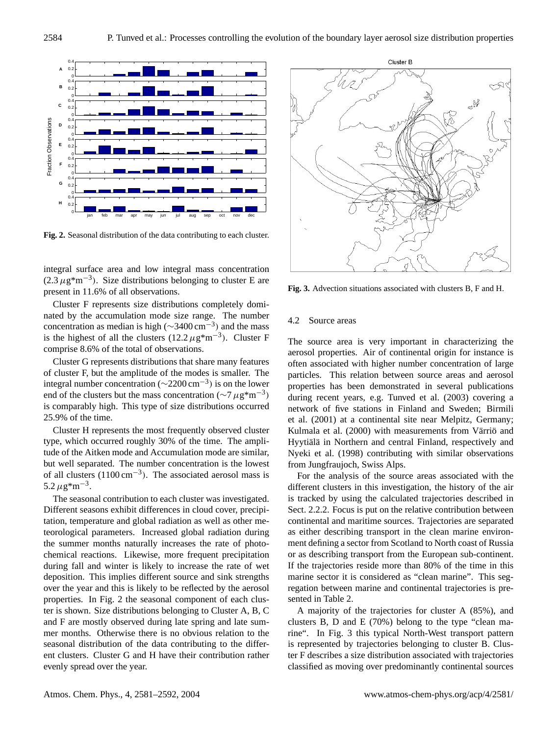**Fig. 2.** Seasonal distribution of the data contributing to each cluster.

integral surface area and low integral mass concentration ($2.3\,\mu g^* m^{-3}$). Size distributions belonging to cluster E are present in 11.6% of all observations.

Cluster F represents size distributions completely dominated by the accumulation mode size range. The number concentration as median is high ($\sim 3400\,cm^{-3}$) and the mass is the highest of all the clusters ($12.2\,\mu g^* m^{-3}$). Cluster F comprise 8.6% of the total of observations.

Cluster G represents distributions that share many features of cluster F, but the amplitude of the modes is smaller. The integral number concentration ($\sim 2200\,cm^{-3}$) is on the lower end of the clusters but the mass concentration ($\sim 7\,\mu g^* m^{-3}$) is comparably high. This type of size distributions occurred 25.9% of the time.

Cluster H represents the most frequently observed cluster type, which occurred roughly 30% of the time. The amplitude of the Aitken mode and Accumulation mode are similar, but well separated. The number concentration is the lowest of all clusters ($1100\,cm^{-3}$). The associated aerosol mass is $5.2\,\mu g^* m^{-3}$.

The seasonal contribution to each cluster was investigated. Different seasons exhibit differences in cloud cover, precipitation, temperature and global radiation as well as other meteorological parameters. Increased global radiation during the summer months naturally increases the rate of photochemical reactions. Likewise, more frequent precipitation during fall and winter is likely to increase the rate of wet deposition. This implies different source and sink strengths over the year and this is likely to be reflected by the aerosol properties. In Fig. 2 the seasonal component of each cluster is shown. Size distributions belonging to Cluster A, B, C and F are mostly observed during late spring and late summer months. Otherwise there is no obvious relation to the seasonal distribution of the data contributing to the different clusters. Cluster G and H have their contribution rather evenly spread over the year.

**Fig. 3.** Advection situations associated with clusters B, F and H.

### 4.2 Source areas

The source area is very important in characterizing the aerosol properties. Air of continental origin for instance is often associated with higher number concentration of large particles. This relation between source areas and aerosol properties has been demonstrated in several publications during recent years, e.g. Tunved et al. (2003) covering a network of five stations in Finland and Sweden; Birmili et al. (2001) at a continental site near Melpitz, Germany; Kulmala et al. (2000) with measurements from Värriö and Hyytiälä in Northern and central Finland, respectively and Nyeki et al. (1998) contributing with similar observations from Jungfraujoch, Swiss Alps.

For the analysis of the source areas associated with the different clusters in this investigation, the history of the air is tracked by using the calculated trajectories described in Sect. 2.2.2. Focus is put on the relative contribution between continental and maritime sources. Trajectories are separated as either describing transport in the clean marine environment defining a sector from Scotland to North coast of Russia or as describing transport from the European sub-continent. If the trajectories reside more than 80% of the time in this marine sector it is considered as "clean marine". This segregation between marine and continental trajectories is presented in Table 2.

A majority of the trajectories for cluster A (85%), and clusters B, D and E (70%) belong to the type "clean marine". In Fig. 3 this typical North-West transport pattern is represented by trajectories belonging to cluster B. Cluster F describes a size distribution associated with trajectories classified as moving over predominantly continental sources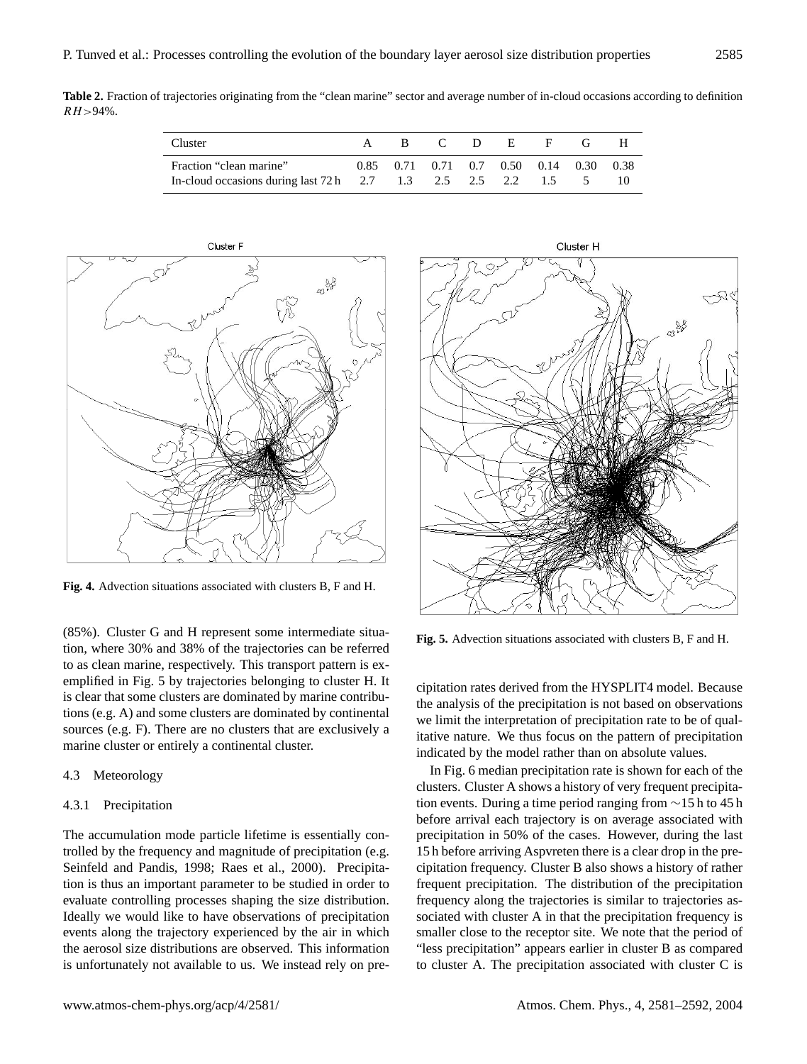**Table 2.** Fraction of trajectories originating from the "clean marine" sector and average number of in-cloud occasions according to definition $RH > 94\%$.

| Cluster | A | B | C | D | E | F | G | H |
|---|---|---|---|---|---|---|---|---|
| Fraction "clean marine" | 0.85 | 0.71 | 0.71 | 0.7 | 0.50 | 0.14 | 0.30 | 0.38 |
| In-cloud occasions during last 72 h | 2.7 | 1.3 | 2.5 | 2.5 | 2.2 | 1.5 | 5 | 10 |

Cluster F

**Fig. 4.** Advection situations associated with clusters B, F and H.

Cluster H

**Fig. 5.** Advection situations associated with clusters B, F and H.

(85%). Cluster G and H represent some intermediate situation, where 30% and 38% of the trajectories can be referred to as clean marine, respectively. This transport pattern is exemplified in Fig. 5 by trajectories belonging to cluster H. It is clear that some clusters are dominated by marine contributions (e.g. A) and some clusters are dominated by continental sources (e.g. F). There are no clusters that are exclusively a marine cluster or entirely a continental cluster.

### 4.3 Meteorology

#### 4.3.1 Precipitation

The accumulation mode particle lifetime is essentially controlled by the frequency and magnitude of precipitation (e.g. Seinfeld and Pandis, 1998; Raes et al., 2000). Precipitation is thus an important parameter to be studied in order to evaluate controlling processes shaping the size distribution. Ideally we would like to have observations of precipitation events along the trajectory experienced by the air in which the aerosol size distributions are observed. This information is unfortunately not available to us. We instead rely on precipitation rates derived from the HYSPLIT4 model. Because the analysis of the precipitation is not based on observations we limit the interpretation of precipitation rate to be of qualitative nature. We thus focus on the pattern of precipitation indicated by the model rather than on absolute values.

In Fig. 6 median precipitation rate is shown for each of the clusters. Cluster A shows a history of very frequent precipitation events. During a time period ranging from ∼15 h to 45 h before arrival each trajectory is on average associated with precipitation in 50% of the cases. However, during the last 15 h before arriving Aspvreten there is a clear drop in the precipitation frequency. Cluster B also shows a history of rather frequent precipitation. The distribution of the precipitation frequency along the trajectories is similar to trajectories associated with cluster A in that the precipitation frequency is smaller close to the receptor site. We note that the period of "less precipitation" appears earlier in cluster B as compared to cluster A. The precipitation associated with cluster C is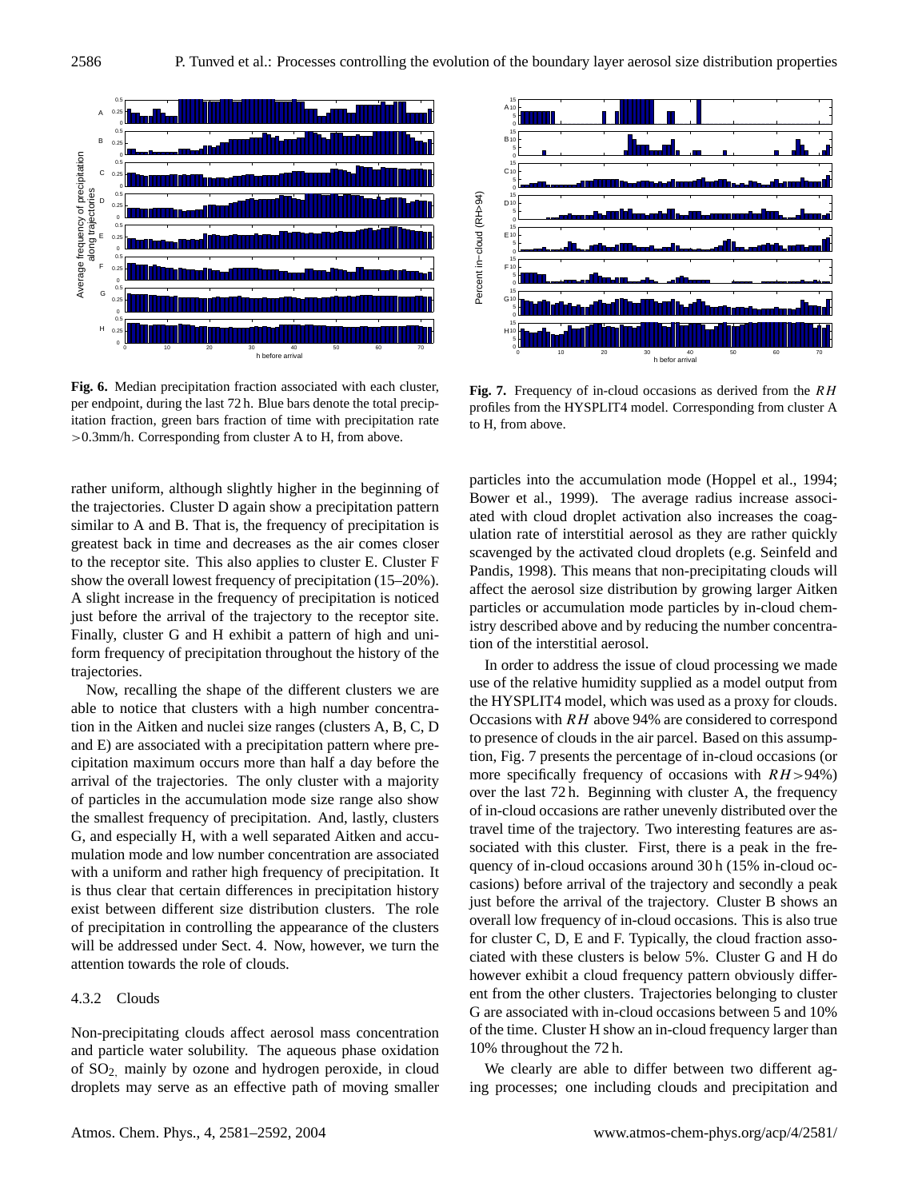Average frequency of precipitation along trajectories

A
0.5
0.25
0

B
0.5
0.25
0

C
0.5
0.25
0

D
0.5
0.25
0

E
0.5
0.25
0

F
0.5
0.25
0

G
0.5
0.25
0

H
0.5
0.25
0

0 10 20 30 40 50 60 70
h before arrival

**Fig. 6.** Median precipitation fraction associated with each cluster, per endpoint, during the last 72 h. Blue bars denote the total precipitation fraction, green bars fraction of time with precipitation rate >0.3mm/h. Corresponding from cluster A to H, from above.

Percent in−cloud (RH>94)

A 15 10 5 0

B 15 10 5 0

C 15 10 5 0

D 15 10 5 0

E 15 10 5 0

F 15 10 5 0

G 15 10 5 0

H 15 10 5 0

0 10 20 30 40 50 60 70
h befor arrival

**Fig. 7.** Frequency of in-cloud occasions as derived from the $RH$ profiles from the HYSPLIT4 model. Corresponding from cluster A to H, from above.

rather uniform, although slightly higher in the beginning of the trajectories. Cluster D again show a precipitation pattern similar to A and B. That is, the frequency of precipitation is greatest back in time and decreases as the air comes closer to the receptor site. This also applies to cluster E. Cluster F show the overall lowest frequency of precipitation (15–20%). A slight increase in the frequency of precipitation is noticed just before the arrival of the trajectory to the receptor site. Finally, cluster G and H exhibit a pattern of high and uniform frequency of precipitation throughout the history of the trajectories.

Now, recalling the shape of the different clusters we are able to notice that clusters with a high number concentration in the Aitken and nuclei size ranges (clusters A, B, C, D and E) are associated with a precipitation pattern where precipitation maximum occurs more than half a day before the arrival of the trajectories. The only cluster with a majority of particles in the accumulation mode size range also show the smallest frequency of precipitation. And, lastly, clusters G, and especially H, with a well separated Aitken and accumulation mode and low number concentration are associated with a uniform and rather high frequency of precipitation. It is thus clear that certain differences in precipitation history exist between different size distribution clusters. The role of precipitation in controlling the appearance of the clusters will be addressed under Sect. 4. Now, however, we turn the attention towards the role of clouds.

### 4.3.2 Clouds

Non-precipitating clouds affect aerosol mass concentration and particle water solubility. The aqueous phase oxidation of $SO_2$, mainly by ozone and hydrogen peroxide, in cloud droplets may serve as an effective path of moving smaller particles into the accumulation mode (Hoppel et al., 1994; Bower et al., 1999). The average radius increase associated with cloud droplet activation also increases the coagulation rate of interstitial aerosol as they are rather quickly scavenged by the activated cloud droplets (e.g. Seinfeld and Pandis, 1998). This means that non-precipitating clouds will affect the aerosol size distribution by growing larger Aitken particles or accumulation mode particles by in-cloud chemistry described above and by reducing the number concentration of the interstitial aerosol.

In order to address the issue of cloud processing we made use of the relative humidity supplied as a model output from the HYSPLIT4 model, which was used as a proxy for clouds. Occasions with $RH$ above 94% are considered to correspond to presence of clouds in the air parcel. Based on this assumption, Fig. 7 presents the percentage of in-cloud occasions (or more specifically frequency of occasions with $RH>94\%$) over the last 72 h. Beginning with cluster A, the frequency of in-cloud occasions are rather unevenly distributed over the travel time of the trajectory. Two interesting features are associated with this cluster. First, there is a peak in the frequency of in-cloud occasions around 30 h (15% in-cloud occasions) before arrival of the trajectory and secondly a peak just before the arrival of the trajectory. Cluster B shows an overall low frequency of in-cloud occasions. This is also true for cluster C, D, E and F. Typically, the cloud fraction associated with these clusters is below 5%. Cluster G and H do however exhibit a cloud frequency pattern obviously different from the other clusters. Trajectories belonging to cluster G are associated with in-cloud occasions between 5 and 10% of the time. Cluster H show an in-cloud frequency larger than 10% throughout the 72 h.

We clearly are able to differ between two different aging processes; one including clouds and precipitation and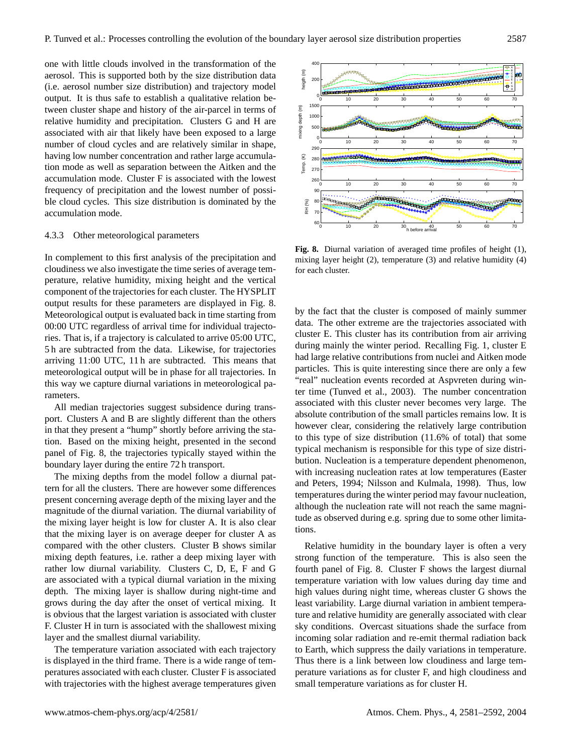one with little clouds involved in the transformation of the aerosol. This is supported both by the size distribution data (i.e. aerosol number size distribution) and trajectory model output. It is thus safe to establish a qualitative relation between cluster shape and history of the air-parcel in terms of relative humidity and precipitation. Clusters G and H are associated with air that likely have been exposed to a large number of cloud cycles and are relatively similar in shape, having low number concentration and rather large accumulation mode as well as separation between the Aitken and the accumulation mode. Cluster F is associated with the lowest frequency of precipitation and the lowest number of possible cloud cycles. This size distribution is dominated by the accumulation mode.

#### 4.3.3 Other meteorological parameters

In complement to this first analysis of the precipitation and cloudiness we also investigate the time series of average temperature, relative humidity, mixing height and the vertical component of the trajectories for each cluster. The HYSPLIT output results for these parameters are displayed in Fig. 8. Meteorological output is evaluated back in time starting from 00:00 UTC regardless of arrival time for individual trajectories. That is, if a trajectory is calculated to arrive 05:00 UTC, 5 h are subtracted from the data. Likewise, for trajectories arriving 11:00 UTC, 11 h are subtracted. This means that meteorological output will be in phase for all trajectories. In this way we capture diurnal variations in meteorological parameters.

All median trajectories suggest subsidence during transport. Clusters A and B are slightly different than the others in that they present a "hump" shortly before arriving the station. Based on the mixing height, presented in the second panel of Fig. 8, the trajectories typically stayed within the boundary layer during the entire 72 h transport.

The mixing depths from the model follow a diurnal pattern for all the clusters. There are however some differences present concerning average depth of the mixing layer and the magnitude of the diurnal variation. The diurnal variability of the mixing layer height is low for cluster A. It is also clear that the mixing layer is on average deeper for cluster A as compared with the other clusters. Cluster B shows similar mixing depth features, i.e. rather a deep mixing layer with rather low diurnal variability. Clusters C, D, E, F and G are associated with a typical diurnal variation in the mixing depth. The mixing layer is shallow during night-time and grows during the day after the onset of vertical mixing. It is obvious that the largest variation is associated with cluster F. Cluster H in turn is associated with the shallowest mixing layer and the smallest diurnal variability.

The temperature variation associated with each trajectory is displayed in the third frame. There is a wide range of temperatures associated with each cluster. Cluster F is associated with trajectories with the highest average temperatures given

height (m)
400
200
0
mixing depth (m)
1500
1000
500
0
Temp. (K)
290
280
270
260
RH (%)
90
80
70
60
0 10 20 30 40 50 60 70
h before arrival
A
B
C
D
E
F
G
H

**Fig. 8.** Diurnal variation of averaged time profiles of height (1), mixing layer height (2), temperature (3) and relative humidity (4) for each cluster.

by the fact that the cluster is composed of mainly summer data. The other extreme are the trajectories associated with cluster E. This cluster has its contribution from air arriving during mainly the winter period. Recalling Fig. 1, cluster E had large relative contributions from nuclei and Aitken mode particles. This is quite interesting since there are only a few "real" nucleation events recorded at Aspvreten during winter time (Tunved et al., 2003). The number concentration associated with this cluster never becomes very large. The absolute contribution of the small particles remains low. It is however clear, considering the relatively large contribution to this type of size distribution (11.6% of total) that some typical mechanism is responsible for this type of size distribution. Nucleation is a temperature dependent phenomenon, with increasing nucleation rates at low temperatures (Easter and Peters, 1994; Nilsson and Kulmala, 1998). Thus, low temperatures during the winter period may favour nucleation, although the nucleation rate will not reach the same magnitude as observed during e.g. spring due to some other limitations.

Relative humidity in the boundary layer is often a very strong function of the temperature. This is also seen the fourth panel of Fig. 8. Cluster F shows the largest diurnal temperature variation with low values during day time and high values during night time, whereas cluster G shows the least variability. Large diurnal variation in ambient temperature and relative humidity are generally associated with clear sky conditions. Overcast situations shade the surface from incoming solar radiation and re-emit thermal radiation back to Earth, which suppress the daily variations in temperature. Thus there is a link between low cloudiness and large temperature variations as for cluster F, and high cloudiness and small temperature variations as for cluster H.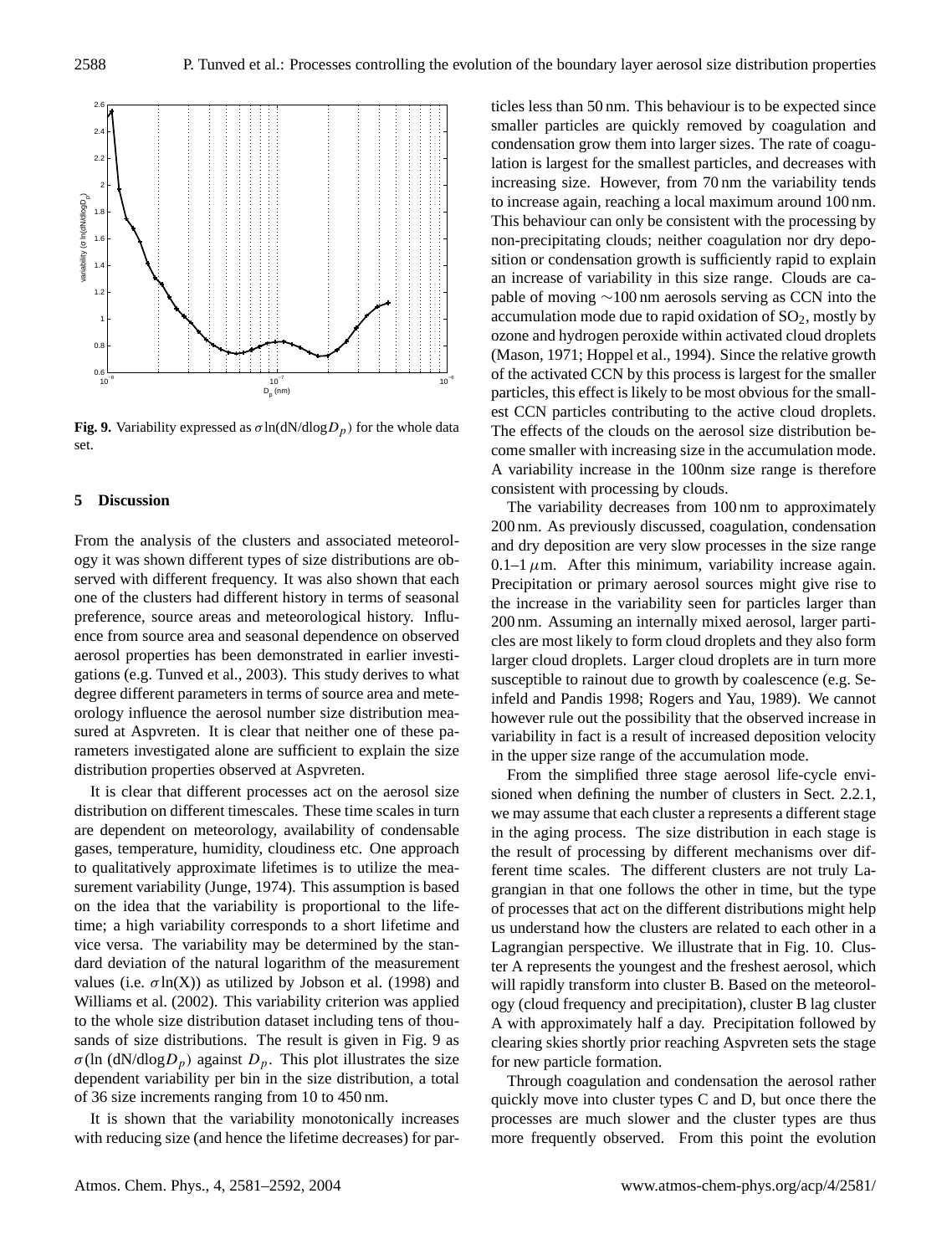variability (σ ln(dN/dlogDp))

2.6
2.4
2.2
2
1.8
1.6
1.4
1.2
1
0.8
0.6

$10^{-8}$
$10^{-7}$
$10^{-6}$

$D_p$ (nm)

**Fig. 9.** Variability expressed as $\sigma \ln(\mathrm{dN/dlog}D_p)$ for the whole data set.

## 5 Discussion

From the analysis of the clusters and associated meteorology it was shown different types of size distributions are observed with different frequency. It was also shown that each one of the clusters had different history in terms of seasonal preference, source areas and meteorological history. Influence from source area and seasonal dependence on observed aerosol properties has been demonstrated in earlier investigations (e.g. Tunved et al., 2003). This study derives to what degree different parameters in terms of source area and meteorology influence the aerosol number size distribution measured at Aspvreten. It is clear that neither one of these parameters investigated alone are sufficient to explain the size distribution properties observed at Aspvreten.

It is clear that different processes act on the aerosol size distribution on different timescales. These time scales in turn are dependent on meteorology, availability of condensable gases, temperature, humidity, cloudiness etc. One approach to qualitatively approximate lifetimes is to utilize the measurement variability (Junge, 1974). This assumption is based on the idea that the variability is proportional to the lifetime; a high variability corresponds to a short lifetime and vice versa. The variability may be determined by the standard deviation of the natural logarithm of the measurement values (i.e. $\sigma \ln(\mathrm{X})$) as utilized by Jobson et al. (1998) and Williams et al. (2002). This variability criterion was applied to the whole size distribution dataset including tens of thousands of size distributions. The result is given in Fig. 9 as $\sigma(\ln\ (\mathrm{dN/dlog}D_p)$ against $D_p$. This plot illustrates the size dependent variability per bin in the size distribution, a total of 36 size increments ranging from 10 to 450 nm.

It is shown that the variability monotonically increases with reducing size (and hence the lifetime decreases) for particles less than 50 nm. This behaviour is to be expected since smaller particles are quickly removed by coagulation and condensation grow them into larger sizes. The rate of coagulation is largest for the smallest particles, and decreases with increasing size. However, from 70 nm the variability tends to increase again, reaching a local maximum around 100 nm. This behaviour can only be consistent with the processing by non-precipitating clouds; neither coagulation nor dry deposition or condensation growth is sufficiently rapid to explain an increase of variability in this size range. Clouds are capable of moving ~100 nm aerosols serving as CCN into the accumulation mode due to rapid oxidation of $SO_2$, mostly by ozone and hydrogen peroxide within activated cloud droplets (Mason, 1971; Hoppel et al., 1994). Since the relative growth of the activated CCN by this process is largest for the smaller particles, this effect is likely to be most obvious for the smallest CCN particles contributing to the active cloud droplets. The effects of the clouds on the aerosol size distribution become smaller with increasing size in the accumulation mode. A variability increase in the 100nm size range is therefore consistent with processing by clouds.

The variability decreases from 100 nm to approximately 200 nm. As previously discussed, coagulation, condensation and dry deposition are very slow processes in the size range 0.1–1 $\mu$m. After this minimum, variability increase again. Precipitation or primary aerosol sources might give rise to the increase in the variability seen for particles larger than 200 nm. Assuming an internally mixed aerosol, larger particles are most likely to form cloud droplets and they also form larger cloud droplets. Larger cloud droplets are in turn more susceptible to rainout due to growth by coalescence (e.g. Seinfeld and Pandis 1998; Rogers and Yau, 1989). We cannot however rule out the possibility that the observed increase in variability in fact is a result of increased deposition velocity in the upper size range of the accumulation mode.

From the simplified three stage aerosol life-cycle envisioned when defining the number of clusters in Sect. 2.2.1, we may assume that each cluster a represents a different stage in the aging process. The size distribution in each stage is the result of processing by different mechanisms over different time scales. The different clusters are not truly Lagrangian in that one follows the other in time, but the type of processes that act on the different distributions might help us understand how the clusters are related to each other in a Lagrangian perspective. We illustrate that in Fig. 10. Cluster A represents the youngest and the freshest aerosol, which will rapidly transform into cluster B. Based on the meteorology (cloud frequency and precipitation), cluster B lag cluster A with approximately half a day. Precipitation followed by clearing skies shortly prior reaching Aspvreten sets the stage for new particle formation.

Through coagulation and condensation the aerosol rather quickly move into cluster types C and D, but once there the processes are much slower and the cluster types are thus more frequently observed. From this point the evolution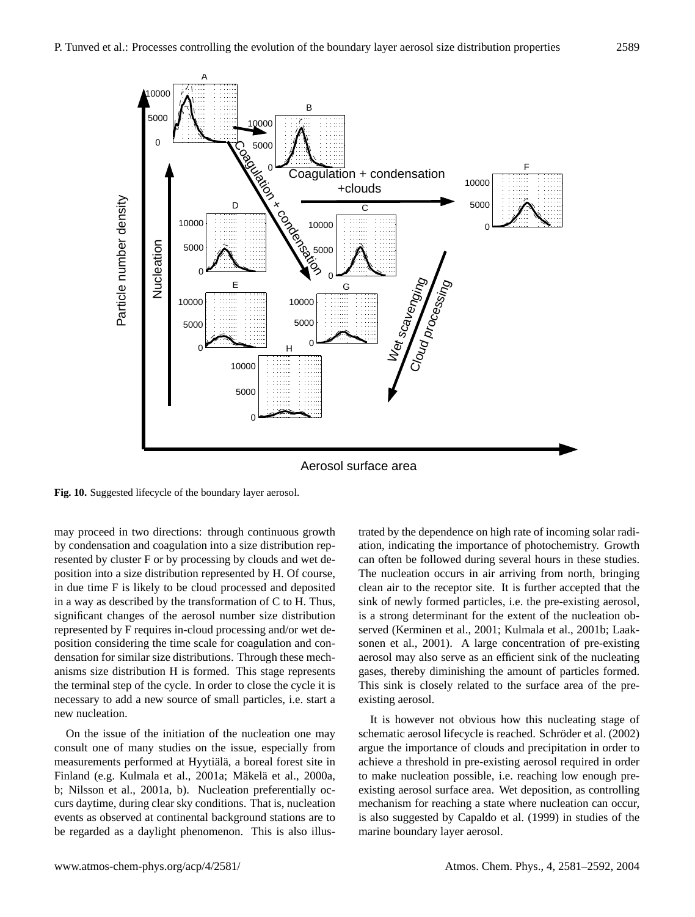A

10000

5000

0

B

10000

5000

0

Coagulation + condensation

Coagulation + condensation
+clouds

F

10000

5000

0

Particle number density

Nucleation

D

10000

5000

0

C

10000

5000

0

E

10000

5000

0

G

10000

5000

0

Wet scavenging

Cloud processing

H

10000

5000

0

Aerosol surface area

**Fig. 10.** Suggested lifecycle of the boundary layer aerosol.

may proceed in two directions: through continuous growth by condensation and coagulation into a size distribution represented by cluster F or by processing by clouds and wet deposition into a size distribution represented by H. Of course, in due time F is likely to be cloud processed and deposited in a way as described by the transformation of C to H. Thus, significant changes of the aerosol number size distribution represented by F requires in-cloud processing and/or wet deposition considering the time scale for coagulation and condensation for similar size distributions. Through these mechanisms size distribution H is formed. This stage represents the terminal step of the cycle. In order to close the cycle it is necessary to add a new source of small particles, i.e. start a new nucleation.

On the issue of the initiation of the nucleation one may consult one of many studies on the issue, especially from measurements performed at Hyytiälä, a boreal forest site in Finland (e.g. Kulmala et al., 2001a; Mäkelä et al., 2000a, b; Nilsson et al., 2001a, b). Nucleation preferentially occurs daytime, during clear sky conditions. That is, nucleation events as observed at continental background stations are to be regarded as a daylight phenomenon. This is also illustrated by the dependence on high rate of incoming solar radiation, indicating the importance of photochemistry. Growth can often be followed during several hours in these studies. The nucleation occurs in air arriving from north, bringing clean air to the receptor site. It is further accepted that the sink of newly formed particles, i.e. the pre-existing aerosol, is a strong determinant for the extent of the nucleation observed (Kerminen et al., 2001; Kulmala et al., 2001b; Laaksonen et al., 2001). A large concentration of pre-existing aerosol may also serve as an efficient sink of the nucleating gases, thereby diminishing the amount of particles formed. This sink is closely related to the surface area of the pre-existing aerosol.

It is however not obvious how this nucleating stage of schematic aerosol lifecycle is reached. Schröder et al. (2002) argue the importance of clouds and precipitation in order to achieve a threshold in pre-existing aerosol required in order to make nucleation possible, i.e. reaching low enough pre-existing aerosol surface area. Wet deposition, as controlling mechanism for reaching a state where nucleation can occur, is also suggested by Capaldo et al. (1999) in studies of the marine boundary layer aerosol.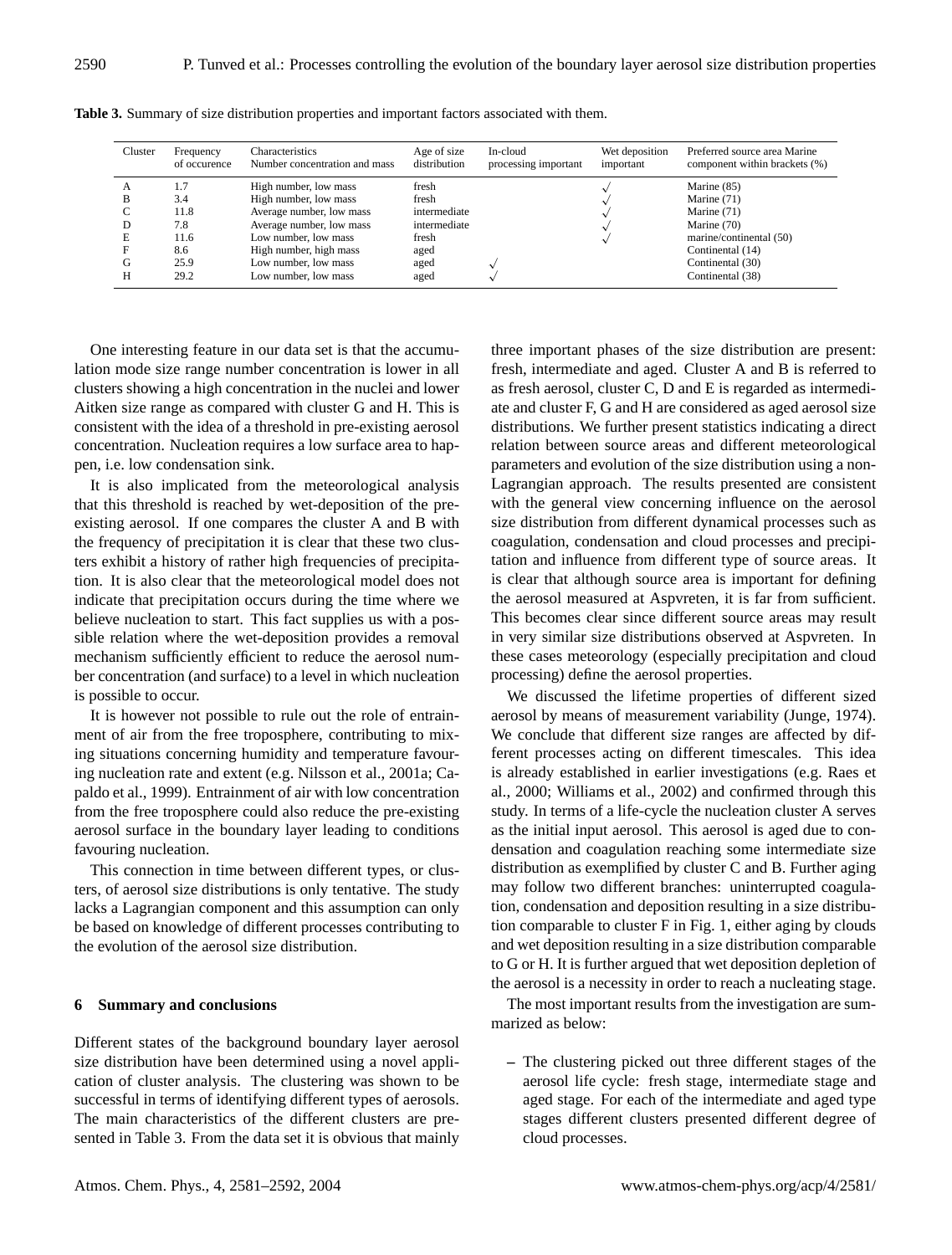**Table 3.** Summary of size distribution properties and important factors associated with them.

| Cluster | Frequency of occurence | Characteristics Number concentration and mass | Age of size distribution | In-cloud processing important | Wet deposition important | Preferred source area Marine component within brackets (%) |
|---|---|---|---|---|---|---|
| A | 1.7 | High number, low mass | fresh | | √ | Marine (85) |
| B | 3.4 | High number, low mass | fresh | | √ | Marine (71) |
| C | 11.8 | Average number, low mass | intermediate | | √ | Marine (71) |
| D | 7.8 | Average number, low mass | intermediate | | √ | Marine (70) |
| E | 11.6 | Low number, low mass | fresh | | √ | marine/continental (50) |
| F | 8.6 | High number, high mass | aged | | | Continental (14) |
| G | 25.9 | Low number, low mass | aged | √ | | Continental (30) |
| H | 29.2 | Low number, low mass | aged | √ | | Continental (38) |

One interesting feature in our data set is that the accumulation mode size range number concentration is lower in all clusters showing a high concentration in the nuclei and lower Aitken size range as compared with cluster G and H. This is consistent with the idea of a threshold in pre-existing aerosol concentration. Nucleation requires a low surface area to happen, i.e. low condensation sink.

It is also implicated from the meteorological analysis that this threshold is reached by wet-deposition of the pre-existing aerosol. If one compares the cluster A and B with the frequency of precipitation it is clear that these two clusters exhibit a history of rather high frequencies of precipitation. It is also clear that the meteorological model does not indicate that precipitation occurs during the time where we believe nucleation to start. This fact supplies us with a possible relation where the wet-deposition provides a removal mechanism sufficiently efficient to reduce the aerosol number concentration (and surface) to a level in which nucleation is possible to occur.

It is however not possible to rule out the role of entrainment of air from the free troposphere, contributing to mixing situations concerning humidity and temperature favouring nucleation rate and extent (e.g. Nilsson et al., 2001a; Capaldo et al., 1999). Entrainment of air with low concentration from the free troposphere could also reduce the pre-existing aerosol surface in the boundary layer leading to conditions favouring nucleation.

This connection in time between different types, or clusters, of aerosol size distributions is only tentative. The study lacks a Lagrangian component and this assumption can only be based on knowledge of different processes contributing to the evolution of the aerosol size distribution.

## 6 Summary and conclusions

Different states of the background boundary layer aerosol size distribution have been determined using a novel application of cluster analysis. The clustering was shown to be successful in terms of identifying different types of aerosols. The main characteristics of the different clusters are presented in Table 3. From the data set it is obvious that mainly three important phases of the size distribution are present: fresh, intermediate and aged. Cluster A and B is referred to as fresh aerosol, cluster C, D and E is regarded as intermediate and cluster F, G and H are considered as aged aerosol size distributions. We further present statistics indicating a direct relation between source areas and different meteorological parameters and evolution of the size distribution using a non-Lagrangian approach. The results presented are consistent with the general view concerning influence on the aerosol size distribution from different dynamical processes such as coagulation, condensation and cloud processes and precipitation and influence from different type of source areas. It is clear that although source area is important for defining the aerosol measured at Aspvreten, it is far from sufficient. This becomes clear since different source areas may result in very similar size distributions observed at Aspvreten. In these cases meteorology (especially precipitation and cloud processing) define the aerosol properties.

We discussed the lifetime properties of different sized aerosol by means of measurement variability (Junge, 1974). We conclude that different size ranges are affected by different processes acting on different timescales. This idea is already established in earlier investigations (e.g. Raes et al., 2000; Williams et al., 2002) and confirmed through this study. In terms of a life-cycle the nucleation cluster A serves as the initial input aerosol. This aerosol is aged due to condensation and coagulation reaching some intermediate size distribution as exemplified by cluster C and B. Further aging may follow two different branches: uninterrupted coagulation, condensation and deposition resulting in a size distribution comparable to cluster F in Fig. 1, either aging by clouds and wet deposition resulting in a size distribution comparable to G or H. It is further argued that wet deposition depletion of the aerosol is a necessity in order to reach a nucleating stage.

The most important results from the investigation are summarized as below:

- The clustering picked out three different stages of the aerosol life cycle: fresh stage, intermediate stage and aged stage. For each of the intermediate and aged type stages different clusters presented different degree of cloud processes.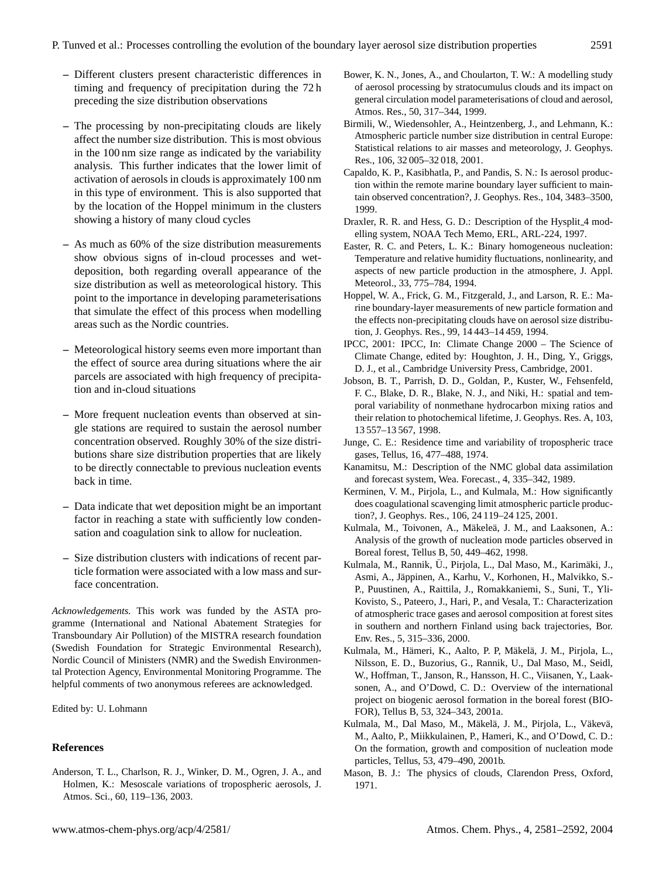- Different clusters present characteristic differences in timing and frequency of precipitation during the 72 h preceding the size distribution observations

- The processing by non-precipitating clouds are likely affect the number size distribution. This is most obvious in the 100 nm size range as indicated by the variability analysis. This further indicates that the lower limit of activation of aerosols in clouds is approximately 100 nm in this type of environment. This is also supported that by the location of the Hoppel minimum in the clusters showing a history of many cloud cycles

- As much as 60% of the size distribution measurements show obvious signs of in-cloud processes and wet-deposition, both regarding overall appearance of the size distribution as well as meteorological history. This point to the importance in developing parameterisations that simulate the effect of this process when modelling areas such as the Nordic countries.

- Meteorological history seems even more important than the effect of source area during situations where the air parcels are associated with high frequency of precipitation and in-cloud situations

- More frequent nucleation events than observed at single stations are required to sustain the aerosol number concentration observed. Roughly 30% of the size distributions share size distribution properties that are likely to be directly connectable to previous nucleation events back in time.

- Data indicate that wet deposition might be an important factor in reaching a state with sufficiently low condensation and coagulation sink to allow for nucleation.

- Size distribution clusters with indications of recent particle formation were associated with a low mass and surface concentration.

*Acknowledgements.* This work was funded by the ASTA programme (International and National Abatement Strategies for Transboundary Air Pollution) of the MISTRA research foundation (Swedish Foundation for Strategic Environmental Research), Nordic Council of Ministers (NMR) and the Swedish Environmental Protection Agency, Environmental Monitoring Programme. The helpful comments of two anonymous referees are acknowledged.

Edited by: U. Lohmann

## References

Anderson, T. L., Charlson, R. J., Winker, D. M., Ogren, J. A., and Holmen, K.: Mesoscale variations of tropospheric aerosols, J. Atmos. Sci., 60, 119–136, 2003.

Bower, K. N., Jones, A., and Choularton, T. W.: A modelling study of aerosol processing by stratocumulus clouds and its impact on general circulation model parameterisations of cloud and aerosol, Atmos. Res., 50, 317–344, 1999.

Birmili, W., Wiedensohler, A., Heintzenberg, J., and Lehmann, K.: Atmospheric particle number size distribution in central Europe: Statistical relations to air masses and meteorology, J. Geophys. Res., 106, 32 005–32 018, 2001.

Capaldo, K. P., Kasibhatla, P., and Pandis, S. N.: Is aerosol production within the remote marine boundary layer sufficient to maintain observed concentration?, J. Geophys. Res., 104, 3483–3500, 1999.

Draxler, R. R. and Hess, G. D.: Description of the Hysplit_4 modelling system, NOAA Tech Memo, ERL, ARL-224, 1997.

Easter, R. C. and Peters, L. K.: Binary homogeneous nucleation: Temperature and relative humidity fluctuations, nonlinearity, and aspects of new particle production in the atmosphere, J. Appl. Meteorol., 33, 775–784, 1994.

Hoppel, W. A., Frick, G. M., Fitzgerald, J., and Larson, R. E.: Marine boundary-layer measurements of new particle formation and the effects non-precipitating clouds have on aerosol size distribution, J. Geophys. Res., 99, 14 443–14 459, 1994.

IPCC, 2001: IPCC, In: Climate Change 2000 – The Science of Climate Change, edited by: Houghton, J. H., Ding, Y., Griggs, D. J., et al., Cambridge University Press, Cambridge, 2001.

Jobson, B. T., Parrish, D. D., Goldan, P., Kuster, W., Fehsenfeld, F. C., Blake, D. R., Blake, N. J., and Niki, H.: spatial and temporal variability of nonmethane hydrocarbon mixing ratios and their relation to photochemical lifetime, J. Geophys. Res. A, 103, 13 557–13 567, 1998.

Junge, C. E.: Residence time and variability of tropospheric trace gases, Tellus, 16, 477–488, 1974.

Kanamitsu, M.: Description of the NMC global data assimilation and forecast system, Wea. Forecast., 4, 335–342, 1989.

Kerminen, V. M., Pirjola, L., and Kulmala, M.: How significantly does coagulational scavenging limit atmospheric particle production?, J. Geophys. Res., 106, 24 119–24 125, 2001.

Kulmala, M., Toivonen, A., Mäkeleä, J. M., and Laaksonen, A.: Analysis of the growth of nucleation mode particles observed in Boreal forest, Tellus B, 50, 449–462, 1998.

Kulmala, M., Rannik, Ü., Pirjola, L., Dal Maso, M., Karimäki, J., Asmi, A., Jäppinen, A., Karhu, V., Korhonen, H., Malvikko, S.-P., Puustinen, A., Raittila, J., Romakkaniemi, S., Suni, T., Yli-Kovisto, S., Pateero, J., Hari, P., and Vesala, T.: Characterization of atmospheric trace gases and aerosol composition at forest sites in southern and northern Finland using back trajectories, Bor. Env. Res., 5, 315–336, 2000.

Kulmala, M., Hämeri, K., Aalto, P. P, Mäkelä, J. M., Pirjola, L., Nilsson, E. D., Buzorius, G., Rannik, U., Dal Maso, M., Seidl, W., Hoffman, T., Janson, R., Hansson, H. C., Viisanen, Y., Laaksonen, A., and O'Dowd, C. D.: Overview of the international project on biogenic aerosol formation in the boreal forest (BIOFOR), Tellus B, 53, 324–343, 2001a.

Kulmala, M., Dal Maso, M., Mäkelä, J. M., Pirjola, L., Väkevä, M., Aalto, P., Miikkulainen, P., Hameri, K., and O'Dowd, C. D.: On the formation, growth and composition of nucleation mode particles, Tellus, 53, 479–490, 2001b.

Mason, B. J.: The physics of clouds, Clarendon Press, Oxford, 1971.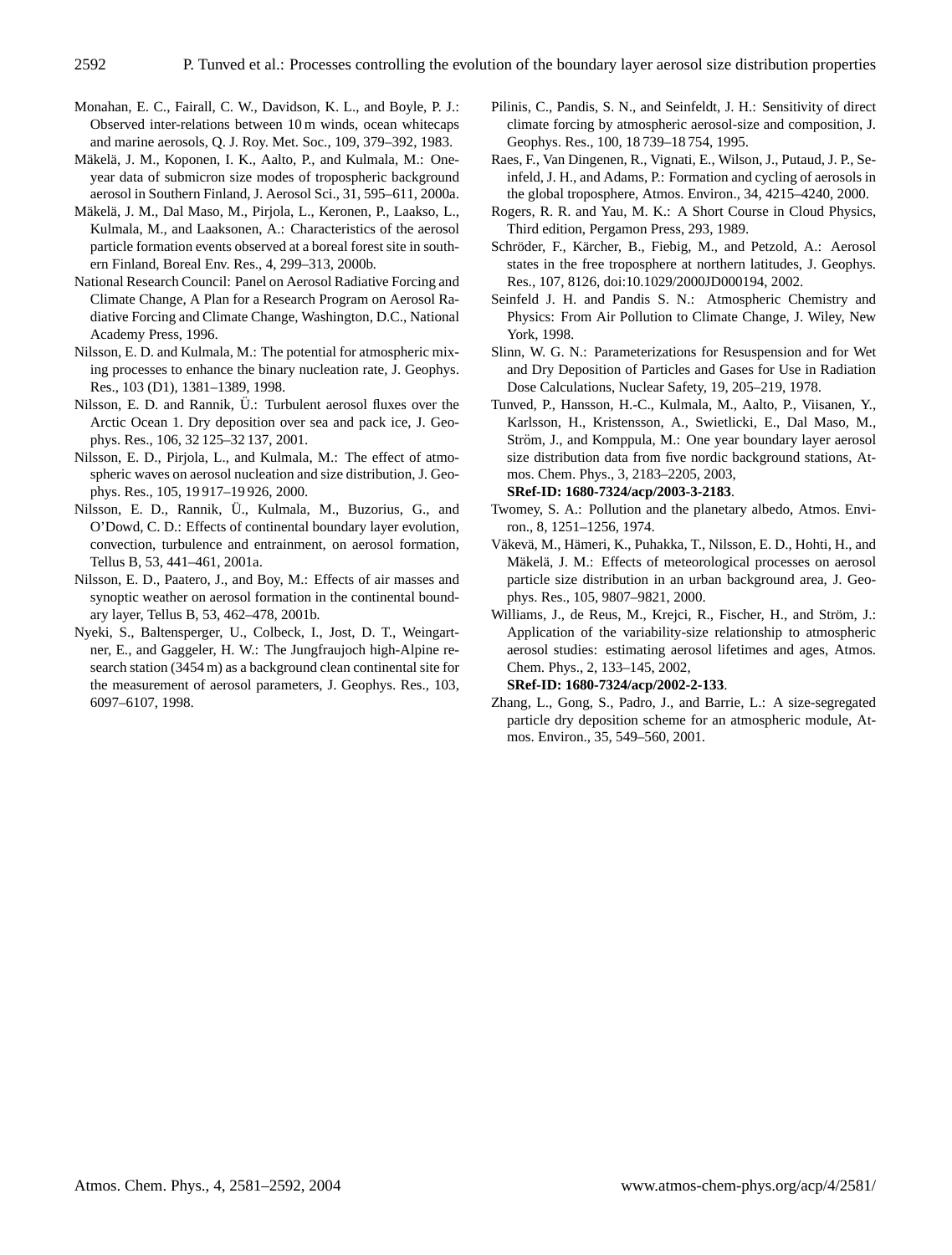Monahan, E. C., Fairall, C. W., Davidson, K. L., and Boyle, P. J.: Observed inter-relations between 10 m winds, ocean whitecaps and marine aerosols, Q. J. Roy. Met. Soc., 109, 379–392, 1983.

Mäkelä, J. M., Koponen, I. K., Aalto, P., and Kulmala, M.: One-year data of submicron size modes of tropospheric background aerosol in Southern Finland, J. Aerosol Sci., 31, 595–611, 2000a.

Mäkelä, J. M., Dal Maso, M., Pirjola, L., Keronen, P., Laakso, L., Kulmala, M., and Laaksonen, A.: Characteristics of the aerosol particle formation events observed at a boreal forest site in southern Finland, Boreal Env. Res., 4, 299–313, 2000b.

National Research Council: Panel on Aerosol Radiative Forcing and Climate Change, A Plan for a Research Program on Aerosol Radiative Forcing and Climate Change, Washington, D.C., National Academy Press, 1996.

Nilsson, E. D. and Kulmala, M.: The potential for atmospheric mixing processes to enhance the binary nucleation rate, J. Geophys. Res., 103 (D1), 1381–1389, 1998.

Nilsson, E. D. and Rannik, Ü.: Turbulent aerosol fluxes over the Arctic Ocean 1. Dry deposition over sea and pack ice, J. Geophys. Res., 106, 32 125–32 137, 2001.

Nilsson, E. D., Pirjola, L., and Kulmala, M.: The effect of atmospheric waves on aerosol nucleation and size distribution, J. Geophys. Res., 105, 19 917–19 926, 2000.

Nilsson, E. D., Rannik, Ü., Kulmala, M., Buzorius, G., and O'Dowd, C. D.: Effects of continental boundary layer evolution, convection, turbulence and entrainment, on aerosol formation, Tellus B, 53, 441–461, 2001a.

Nilsson, E. D., Paatero, J., and Boy, M.: Effects of air masses and synoptic weather on aerosol formation in the continental boundary layer, Tellus B, 53, 462–478, 2001b.

Nyeki, S., Baltensperger, U., Colbeck, I., Jost, D. T., Weingartner, E., and Gaggeler, H. W.: The Jungfraujoch high-Alpine research station (3454 m) as a background clean continental site for the measurement of aerosol parameters, J. Geophys. Res., 103, 6097–6107, 1998.

Pilinis, C., Pandis, S. N., and Seinfeldt, J. H.: Sensitivity of direct climate forcing by atmospheric aerosol-size and composition, J. Geophys. Res., 100, 18 739–18 754, 1995.

Raes, F., Van Dingenen, R., Vignati, E., Wilson, J., Putaud, J. P., Seinfeld, J. H., and Adams, P.: Formation and cycling of aerosols in the global troposphere, Atmos. Environ., 34, 4215–4240, 2000.

Rogers, R. R. and Yau, M. K.: A Short Course in Cloud Physics, Third edition, Pergamon Press, 293, 1989.

Schröder, F., Kärcher, B., Fiebig, M., and Petzold, A.: Aerosol states in the free troposphere at northern latitudes, J. Geophys. Res., 107, 8126, doi:10.1029/2000JD000194, 2002.

Seinfeld J. H. and Pandis S. N.: Atmospheric Chemistry and Physics: From Air Pollution to Climate Change, J. Wiley, New York, 1998.

Slinn, W. G. N.: Parameterizations for Resuspension and for Wet and Dry Deposition of Particles and Gases for Use in Radiation Dose Calculations, Nuclear Safety, 19, 205–219, 1978.

Tunved, P., Hansson, H.-C., Kulmala, M., Aalto, P., Viisanen, Y., Karlsson, H., Kristensson, A., Swietlicki, E., Dal Maso, M., Ström, J., and Komppula, M.: One year boundary layer aerosol size distribution data from five nordic background stations, Atmos. Chem. Phys., 3, 2183–2205, 2003, **SRef-ID: 1680-7324/acp/2003-3-2183**.

Twomey, S. A.: Pollution and the planetary albedo, Atmos. Environ., 8, 1251–1256, 1974.

Väkevä, M., Hämeri, K., Puhakka, T., Nilsson, E. D., Hohti, H., and Mäkelä, J. M.: Effects of meteorological processes on aerosol particle size distribution in an urban background area, J. Geophys. Res., 105, 9807–9821, 2000.

Williams, J., de Reus, M., Krejci, R., Fischer, H., and Ström, J.: Application of the variability-size relationship to atmospheric aerosol studies: estimating aerosol lifetimes and ages, Atmos. Chem. Phys., 2, 133–145, 2002, **SRef-ID: 1680-7324/acp/2002-2-133**.

Zhang, L., Gong, S., Padro, J., and Barrie, L.: A size-segregated particle dry deposition scheme for an atmospheric module, Atmos. Environ., 35, 549–560, 2001.